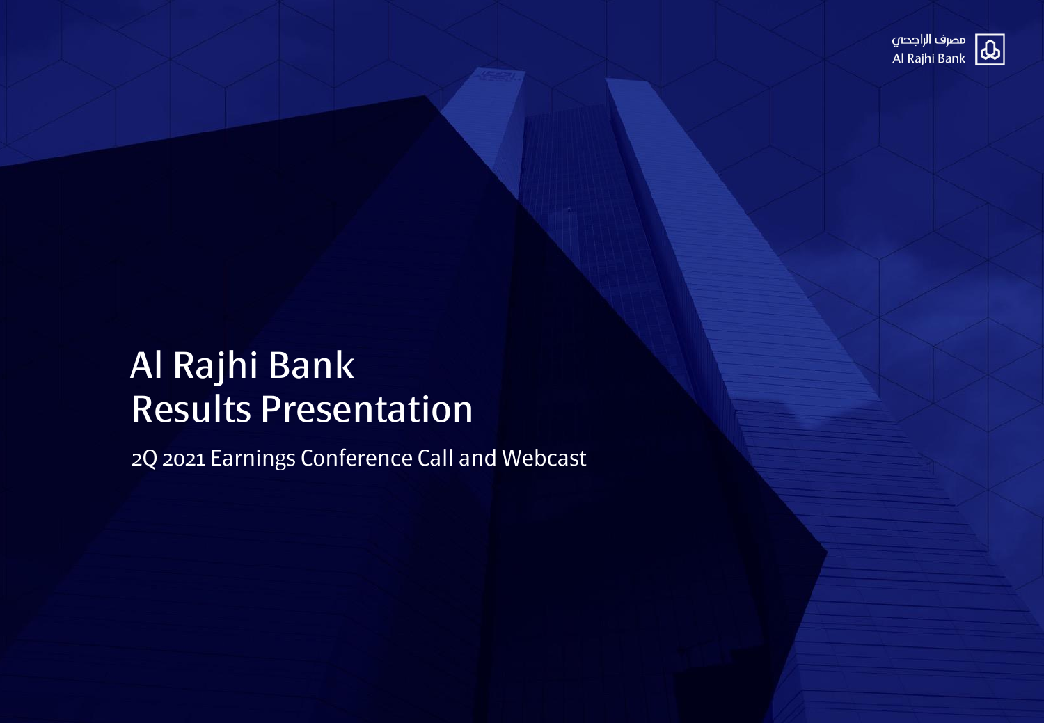مصرف الراجحي
Al Rajhi Bank

# Al Rajhi Bank Results Presentation

2Q 2021 Earnings Conference Call and Webcast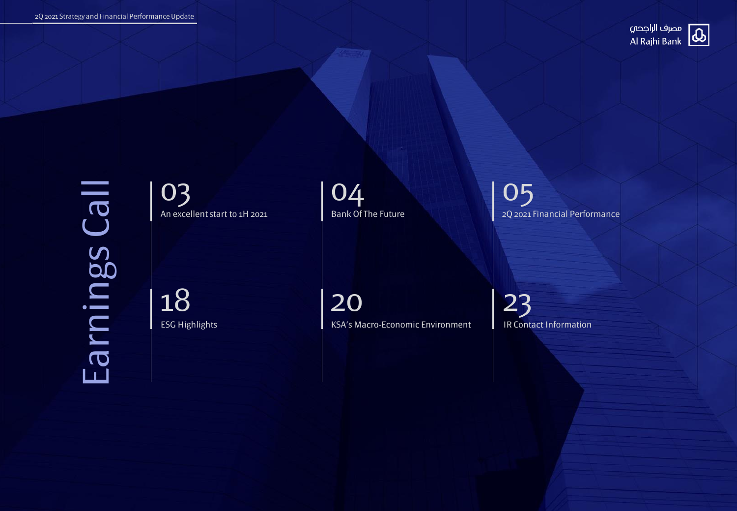# Earnings Call

- 03 — An excellent start to 1H 2021
- 04 — Bank Of The Future
- 05 — 2Q 2021 Financial Performance
- 18 — ESG Highlights
- 20 — KSA's Macro-Economic Environment
- 23 — IR Contact Information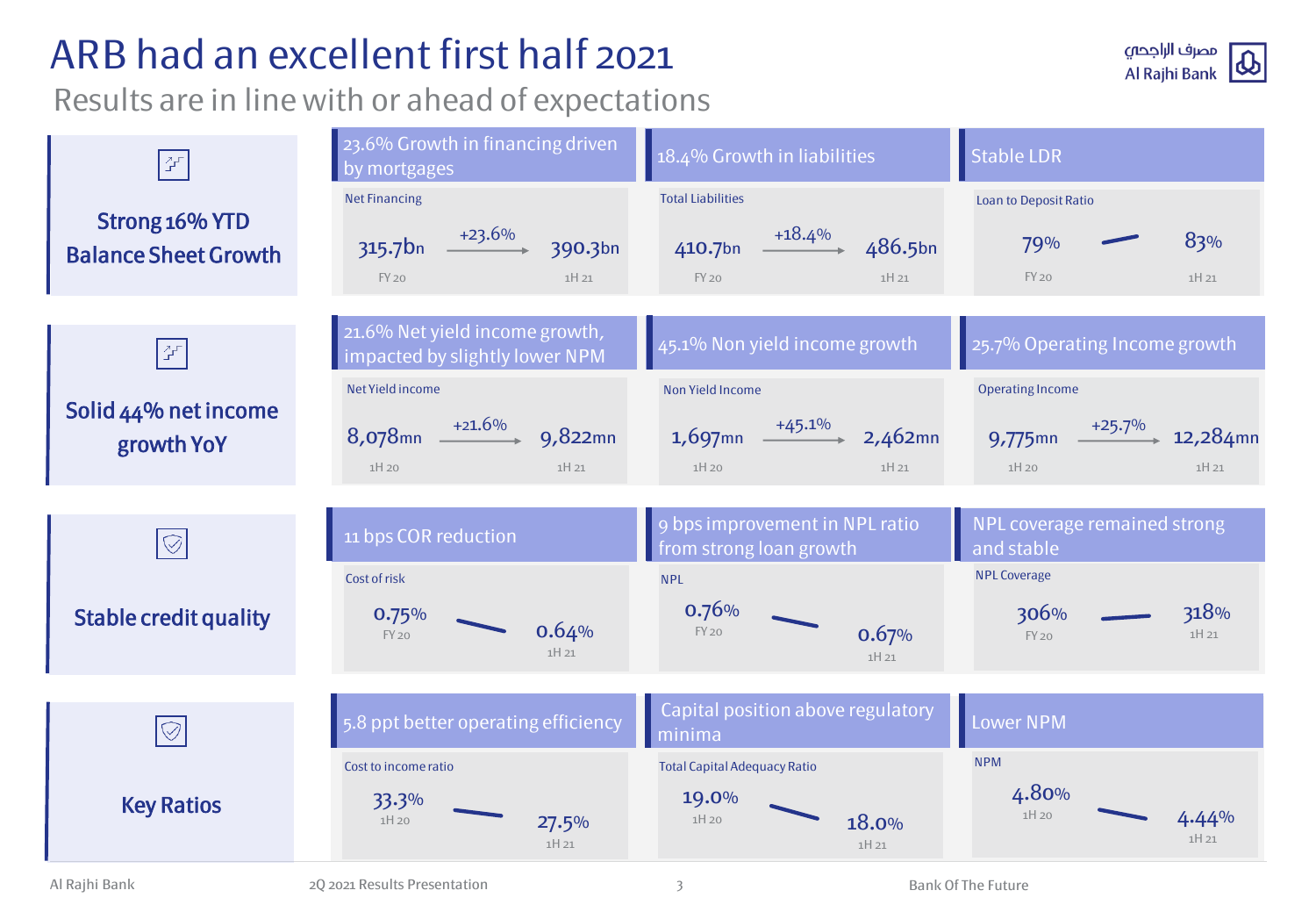# ARB had an excellent first half 2021

## Results are in line with or ahead of expectations

### Strong 16% YTD Balance Sheet Growth

**23.6% Growth in financing driven by mortgages**

Net Financing

| FY 20 | | 1H 21 |
|---|---|---|
| 315.7bn | +23.6% | 390.3bn |

**18.4% Growth in liabilities**

Total Liabilities

| FY 20 | | 1H 21 |
|---|---|---|
| 410.7bn | +18.4% | 486.5bn |

**Stable LDR**

Loan to Deposit Ratio

| FY 20 | 1H 21 |
|---|---|
| 79% | 83% |

### Solid 44% net income growth YoY

**21.6% Net yield income growth, impacted by slightly lower NPM**

Net Yield income

| 1H 20 | | 1H 21 |
|---|---|---|
| 8,078mn | +21.6% | 9,822mn |

**45.1% Non yield income growth**

Non Yield Income

| 1H 20 | | 1H 21 |
|---|---|---|
| 1,697mn | +45.1% | 2,462mn |

**25.7% Operating Income growth**

Operating Income

| 1H 20 | | 1H 21 |
|---|---|---|
| 9,775mn | +25.7% | 12,284mn |

### Stable credit quality

**11 bps COR reduction**

Cost of risk

| FY 20 | 1H 21 |
|---|---|
| 0.75% | 0.64% |

**9 bps improvement in NPL ratio from strong loan growth**

NPL

| FY 20 | 1H 21 |
|---|---|
| 0.76% | 0.67% |

**NPL coverage remained strong and stable**

NPL Coverage

| FY 20 | 1H 21 |
|---|---|
| 306% | 318% |

### Key Ratios

**5.8 ppt better operating efficiency**

Cost to income ratio

| 1H 20 | 1H 21 |
|---|---|
| 33.3% | 27.5% |

**Capital position above regulatory minima**

Total Capital Adequacy Ratio

| 1H 20 | 1H 21 |
|---|---|
| 19.0% | 18.0% |

**Lower NPM**

NPM

| 1H 20 | 1H 21 |
|---|---|
| 4.80% | 4.44% |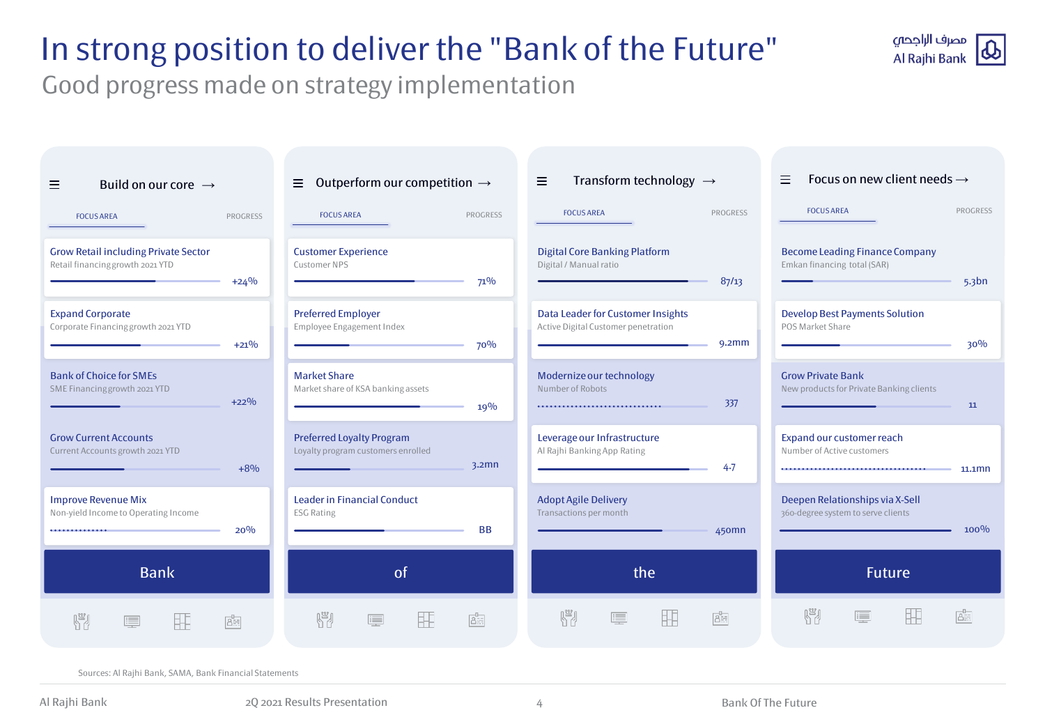# In strong position to deliver the "Bank of the Future"

## Good progress made on strategy implementation

### Build on our core →

| FOCUS AREA | PROGRESS |
| --- | --- |
| **Grow Retail including Private Sector** — Retail financing growth 2021 YTD | +24% |
| **Expand Corporate** — Corporate Financing growth 2021 YTD | +21% |
| **Bank of Choice for SMEs** — SME Financing growth 2021 YTD | +22% |
| **Grow Current Accounts** — Current Accounts growth 2021 YTD | +8% |
| **Improve Revenue Mix** — Non-yield Income to Operating Income | 20% |

**Bank**

### Outperform our competition →

| FOCUS AREA | PROGRESS |
| --- | --- |
| **Customer Experience** — Customer NPS | 71% |
| **Preferred Employer** — Employee Engagement Index | 70% |
| **Market Share** — Market share of KSA banking assets | 19% |
| **Preferred Loyalty Program** — Loyalty program customers enrolled | 3.2mn |
| **Leader in Financial Conduct** — ESG Rating | BB |

**of**

### Transform technology →

| FOCUS AREA | PROGRESS |
| --- | --- |
| **Digital Core Banking Platform** — Digital / Manual ratio | 87/13 |
| **Data Leader for Customer Insights** — Active Digital Customer penetration | 9.2mm |
| **Modernize our technology** — Number of Robots | 337 |
| **Leverage our Infrastructure** — Al Rajhi Banking App Rating | 4.7 |
| **Adopt Agile Delivery** — Transactions per month | 450mn |

**the**

### Focus on new client needs →

| FOCUS AREA | PROGRESS |
| --- | --- |
| **Become Leading Finance Company** — Emkan financing total (SAR) | 5.3bn |
| **Develop Best Payments Solution** — POS Market Share | 30% |
| **Grow Private Bank** — New products for Private Banking clients | 11 |
| **Expand our customer reach** — Number of Active customers | 11.1mn |
| **Deepen Relationships via X-Sell** — 360-degree system to serve clients | 100% |

**Future**

Sources: Al Rajhi Bank, SAMA, Bank Financial Statements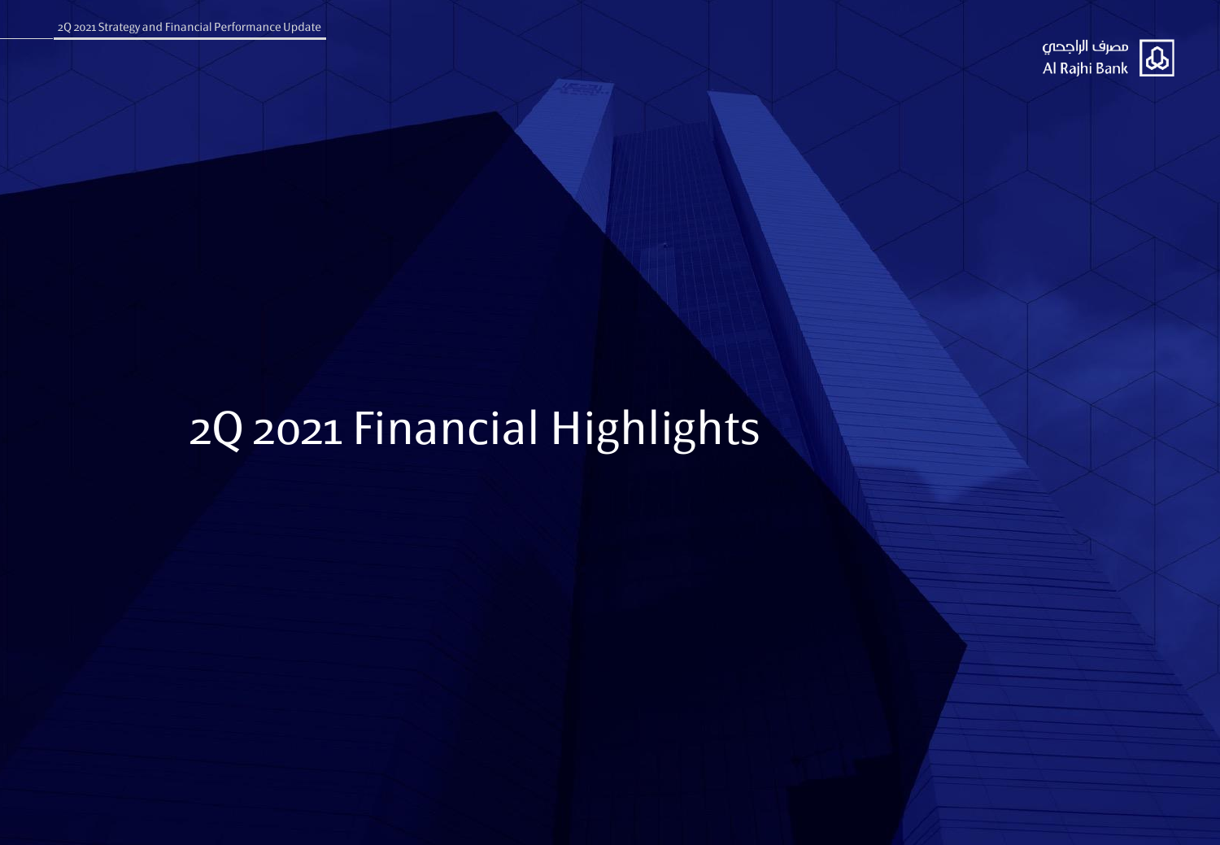# 2Q 2021 Financial Highlights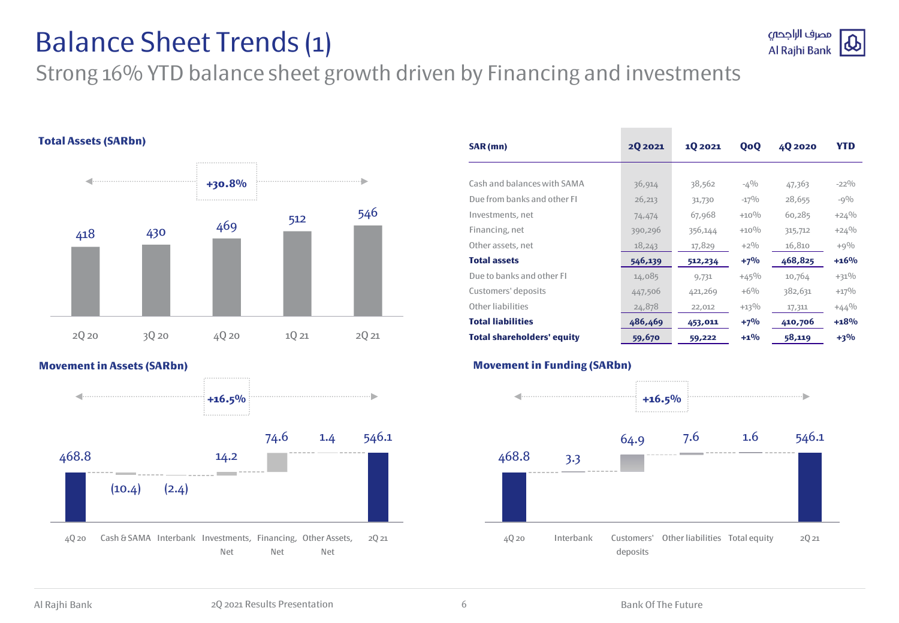# Balance Sheet Trends (1)

## Strong 16% YTD balance sheet growth driven by Financing and investments

**Total Assets (SARbn)**

+30.8%

| 2Q 20 | 3Q 20 | 4Q 20 | 1Q 21 | 2Q 21 |
|---|---|---|---|---|
| 418 | 430 | 469 | 512 | 546 |

| SAR (mn) | 2Q 2021 | 1Q 2021 | QoQ | 4Q 2020 | YTD |
|---|---|---|---|---|---|
| Cash and balances with SAMA | 36,914 | 38,562 | -4% | 47,363 | -22% |
| Due from banks and other FI | 26,213 | 31,730 | -17% | 28,655 | -9% |
| Investments, net | 74,474 | 67,968 | +10% | 60,285 | +24% |
| Financing, net | 390,296 | 356,144 | +10% | 315,712 | +24% |
| Other assets, net | 18,243 | 17,829 | +2% | 16,810 | +9% |
| **Total assets** | **546,139** | **512,234** | **+7%** | **468,825** | **+16%** |
| Due to banks and other FI | 14,085 | 9,731 | +45% | 10,764 | +31% |
| Customers' deposits | 447,506 | 421,269 | +6% | 382,631 | +17% |
| Other liabilities | 24,878 | 22,012 | +13% | 17,311 | +44% |
| **Total liabilities** | **486,469** | **453,011** | **+7%** | **410,706** | **+18%** |
| **Total shareholders' equity** | **59,670** | **59,222** | **+1%** | **58,119** | **+3%** |

**Movement in Assets (SARbn)**

+16.5%

| 4Q 20 | Cash & SAMA | Interbank | Investments, Net | Financing, Net | Other Assets, Net | 2Q 21 |
|---|---|---|---|---|---|---|
| 468.8 | (10.4) | (2.4) | 14.2 | 74.6 | 1.4 | 546.1 |

**Movement in Funding (SARbn)**

+16.5%

| 4Q 20 | Interbank | Customers' deposits | Other liabilities | Total equity | 2Q 21 |
|---|---|---|---|---|---|
| 468.8 | 3.3 | 64.9 | 7.6 | 1.6 | 546.1 |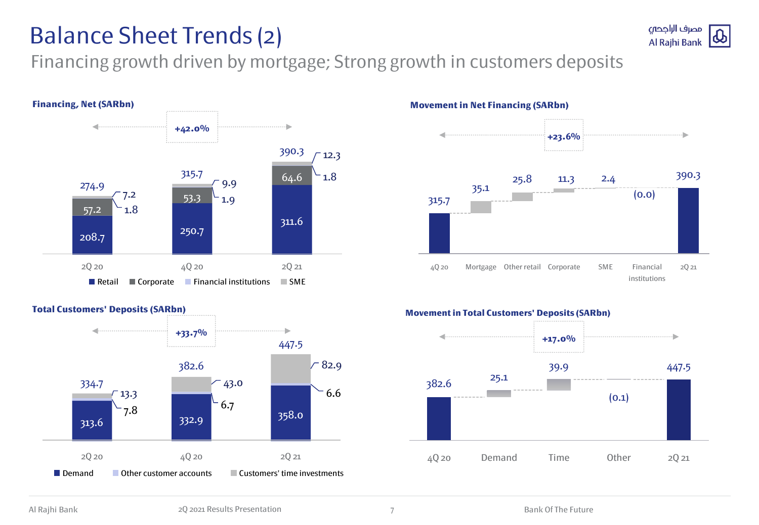# Balance Sheet Trends (2)

## Financing growth driven by mortgage; Strong growth in customers deposits

### Financing, Net (SARbn)

+42.0%

| | 2Q 20 | 4Q 20 | 2Q 21 |
|---|---|---|---|
| Retail | 208.7 | 250.7 | 311.6 |
| Corporate | 57.2 | 53.3 | 64.6 |
| Financial institutions | 1.8 | 1.9 | 1.8 |
| SME | 7.2 | 9.9 | 12.3 |
| Total | 274.9 | 315.7 | 390.3 |

### Movement in Net Financing (SARbn)

+23.6%

| 4Q 20 | Mortgage | Other retail | Corporate | SME | Financial institutions | 2Q 21 |
|---|---|---|---|---|---|---|
| 315.7 | 35.1 | 25.8 | 11.3 | 2.4 | (0.0) | 390.3 |

### Total Customers' Deposits (SARbn)

+33.7%

| | 2Q 20 | 4Q 20 | 2Q 21 |
|---|---|---|---|
| Demand | 313.6 | 332.9 | 358.0 |
| Other customer accounts | 7.8 | 6.7 | 6.6 |
| Customers' time investments | 13.3 | 43.0 | 82.9 |
| Total | 334.7 | 382.6 | 447.5 |

### Movement in Total Customers' Deposits (SARbn)

+17.0%

| 4Q 20 | Demand | Time | Other | 2Q 21 |
|---|---|---|---|---|
| 382.6 | 25.1 | 39.9 | (0.1) | 447.5 |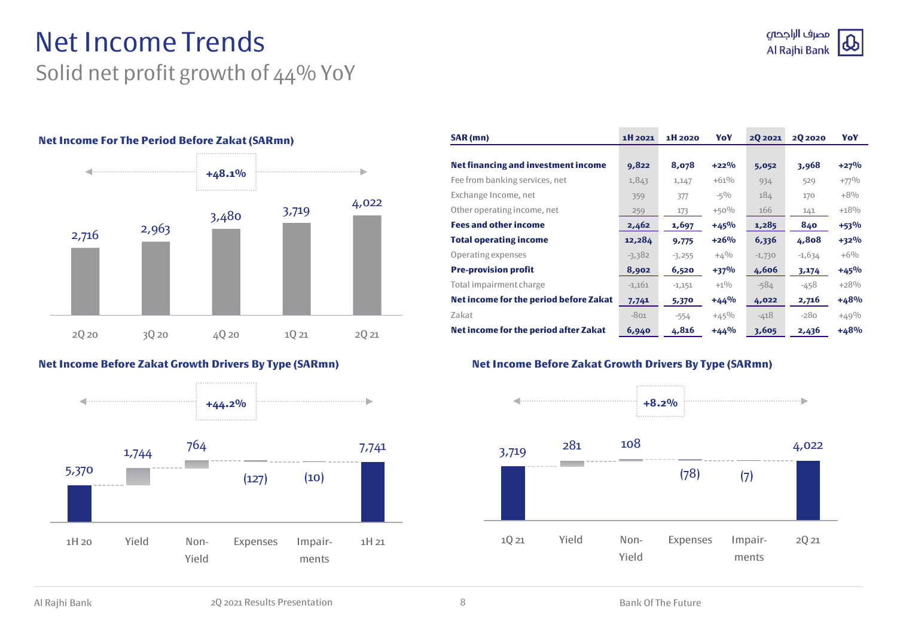# Net Income Trends

## Solid net profit growth of 44% YoY

### Net Income For The Period Before Zakat (SARmn)

+48.1%

| 2Q 20 | 3Q 20 | 4Q 20 | 1Q 21 | 2Q 21 |
|---|---|---|---|---|
| 2,716 | 2,963 | 3,480 | 3,719 | 4,022 |

| SAR (mn) | 1H 2021 | 1H 2020 | YoY | 2Q 2021 | 2Q 2020 | YoY |
|---|---|---|---|---|---|---|
| **Net financing and investment income** | **9,822** | **8,078** | **+22%** | **5,052** | **3,968** | **+27%** |
| Fee from banking services, net | 1,843 | 1,147 | +61% | 934 | 529 | +77% |
| Exchange Income, net | 359 | 377 | -5% | 184 | 170 | +8% |
| Other operating income, net | 259 | 173 | +50% | 166 | 141 | +18% |
| **Fees and other income** | **2,462** | **1,697** | **+45%** | **1,285** | **840** | **+53%** |
| **Total operating income** | **12,284** | **9,775** | **+26%** | **6,336** | **4,808** | **+32%** |
| Operating expenses | -3,382 | -3,255 | +4% | -1,730 | -1,634 | +6% |
| **Pre-provision profit** | **8,902** | **6,520** | **+37%** | **4,606** | **3,174** | **+45%** |
| Total impairment charge | -1,161 | -1,151 | +1% | -584 | -458 | +28% |
| **Net income for the period before Zakat** | **7,741** | **5,370** | **+44%** | **4,022** | **2,716** | **+48%** |
| Zakat | -801 | -554 | +45% | -418 | -280 | +49% |
| **Net income for the period after Zakat** | **6,940** | **4,816** | **+44%** | **3,605** | **2,436** | **+48%** |

### Net Income Before Zakat Growth Drivers By Type (SARmn)

+44.2%

| 1H 20 | Yield | Non-Yield | Expenses | Impairments | 1H 21 |
|---|---|---|---|---|---|
| 5,370 | 1,744 | 764 | (127) | (10) | 7,741 |

### Net Income Before Zakat Growth Drivers By Type (SARmn)

+8.2%

| 1Q 21 | Yield | Non-Yield | Expenses | Impairments | 2Q 21 |
|---|---|---|---|---|---|
| 3,719 | 281 | 108 | (78) | (7) | 4,022 |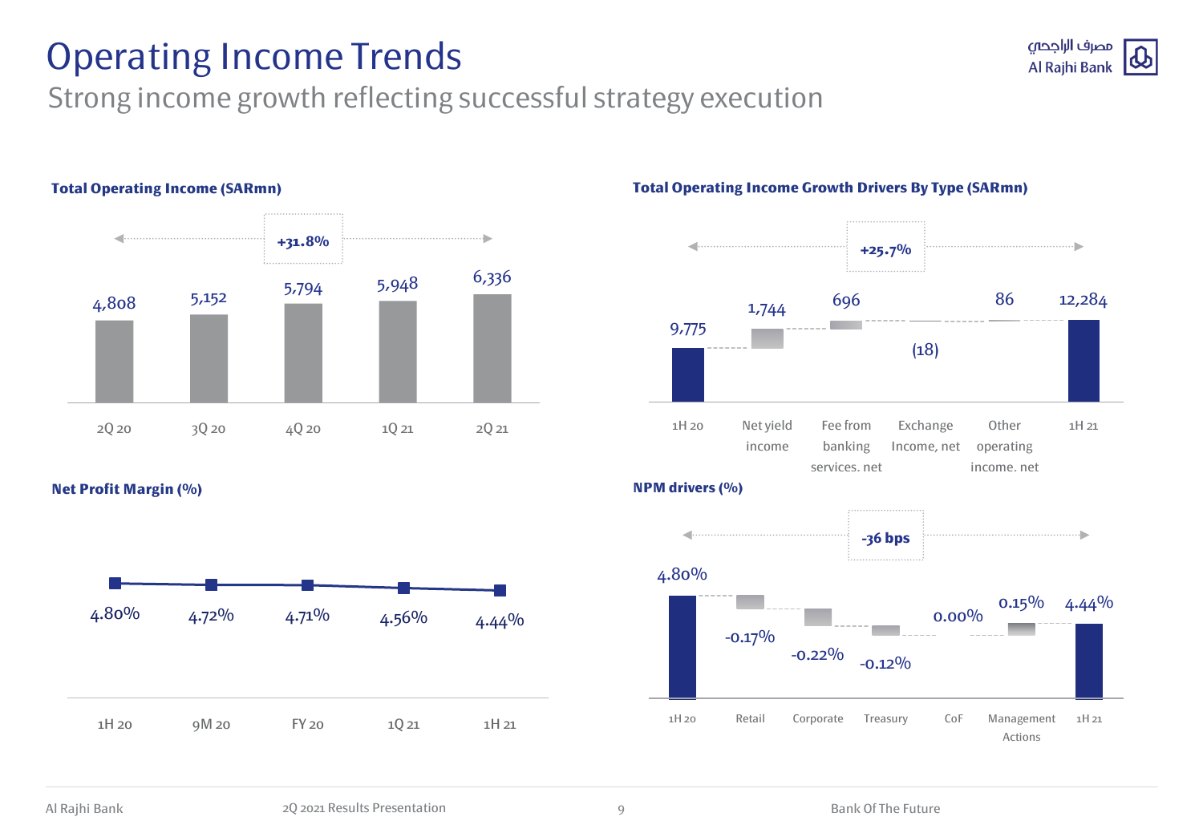# Operating Income Trends

## Strong income growth reflecting successful strategy execution

### Total Operating Income (SARmn)

+31.8%

| 2Q 20 | 3Q 20 | 4Q 20 | 1Q 21 | 2Q 21 |
|---|---|---|---|---|
| 4,808 | 5,152 | 5,794 | 5,948 | 6,336 |

### Total Operating Income Growth Drivers By Type (SARmn)

+25.7%

| 1H 20 | Net yield income | Fee from banking services. net | Exchange Income, net | Other operating income. net | 1H 21 |
|---|---|---|---|---|---|
| 9,775 | 1,744 | 696 | (18) | 86 | 12,284 |

### Net Profit Margin (%)

| 1H 20 | 9M 20 | FY 20 | 1Q 21 | 1H 21 |
|---|---|---|---|---|
| 4.80% | 4.72% | 4.71% | 4.56% | 4.44% |

### NPM drivers (%)

-36 bps

| 1H 20 | Retail | Corporate | Treasury | CoF | Management Actions | 1H 21 |
|---|---|---|---|---|---|---|
| 4.80% | -0.17% | -0.22% | -0.12% | 0.00% | 0.15% | 4.44% |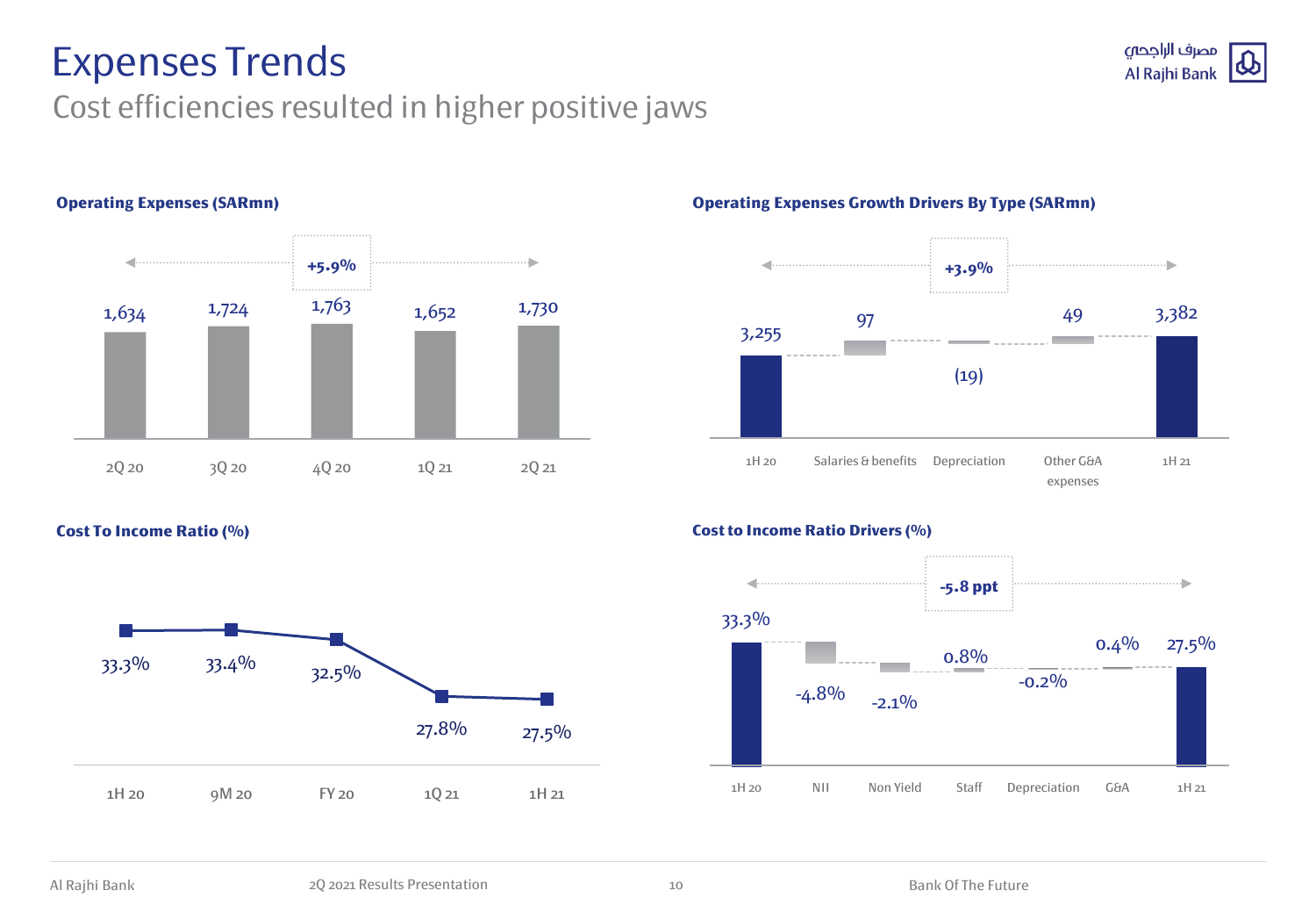# Expenses Trends

## Cost efficiencies resulted in higher positive jaws

### Operating Expenses (SARmn)

+5.9%

| 2Q 20 | 3Q 20 | 4Q 20 | 1Q 21 | 2Q 21 |
|---|---|---|---|---|
| 1,634 | 1,724 | 1,763 | 1,652 | 1,730 |

### Operating Expenses Growth Drivers By Type (SARmn)

+3.9%

| 1H 20 | Salaries & benefits | Depreciation | Other G&A expenses | 1H 21 |
|---|---|---|---|---|
| 3,255 | 97 | (19) | 49 | 3,382 |

### Cost To Income Ratio (%)

| 1H 20 | 9M 20 | FY 20 | 1Q 21 | 1H 21 |
|---|---|---|---|---|
| 33.3% | 33.4% | 32.5% | 27.8% | 27.5% |

### Cost to Income Ratio Drivers (%)

-5.8 ppt

| 1H 20 | NII | Non Yield | Staff | Depreciation | G&A | 1H 21 |
|---|---|---|---|---|---|---|
| 33.3% | -4.8% | -2.1% | 0.8% | -0.2% | 0.4% | 27.5% |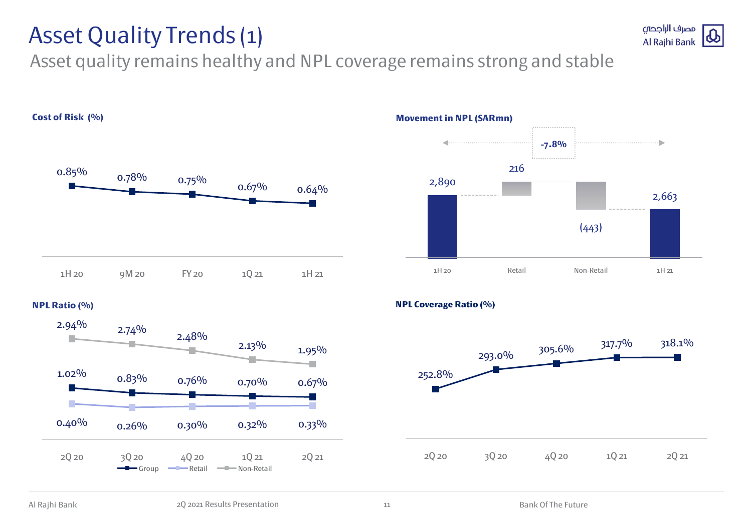# Asset Quality Trends (1)

## Asset quality remains healthy and NPL coverage remains strong and stable

### Cost of Risk (%)

| 1H 20 | 9M 20 | FY 20 | 1Q 21 | 1H 21 |
|---|---|---|---|---|
| 0.85% | 0.78% | 0.75% | 0.67% | 0.64% |

### Movement in NPL (SARmn)

| 1H 20 | Retail | Non-Retail | 1H 21 |
|---|---|---|---|
| 2,890 | 216 | (443) | 2,663 |

-7.8%

### NPL Ratio (%)

| | 2Q 20 | 3Q 20 | 4Q 20 | 1Q 21 | 2Q 21 |
|---|---|---|---|---|---|
| Group | 1.02% | 0.83% | 0.76% | 0.70% | 0.67% |
| Retail | 0.40% | 0.26% | 0.30% | 0.32% | 0.33% |
| Non-Retail | 2.94% | 2.74% | 2.48% | 2.13% | 1.95% |

### NPL Coverage Ratio (%)

| 2Q 20 | 3Q 20 | 4Q 20 | 1Q 21 | 2Q 21 |
|---|---|---|---|---|
| 252.8% | 293.0% | 305.6% | 317.7% | 318.1% |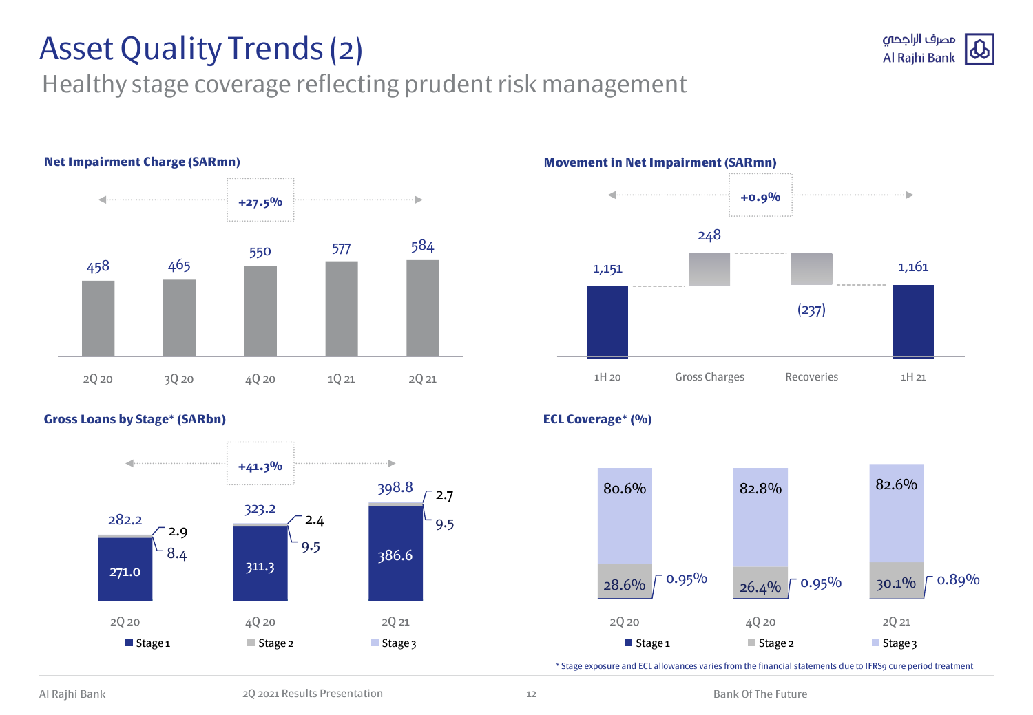# Asset Quality Trends (2)

## Healthy stage coverage reflecting prudent risk management

### Net Impairment Charge (SARmn)

+27.5%

| 2Q 20 | 3Q 20 | 4Q 20 | 1Q 21 | 2Q 21 |
|---|---|---|---|---|
| 458 | 465 | 550 | 577 | 584 |

### Movement in Net Impairment (SARmn)

+0.9%

| 1H 20 | Gross Charges | Recoveries | 1H 21 |
|---|---|---|---|
| 1,151 | 248 | (237) | 1,161 |

### Gross Loans by Stage* (SARbn)

+41.3%

| | 2Q 20 | 4Q 20 | 2Q 21 |
|---|---|---|---|
| Stage 1 | 271.0 | 311.3 | 386.6 |
| Stage 2 | 8.4 | 9.5 | 9.5 |
| Stage 3 | 2.9 | 2.4 | 2.7 |
| Total | 282.2 | 323.2 | 398.8 |

### ECL Coverage* (%)

| | 2Q 20 | 4Q 20 | 2Q 21 |
|---|---|---|---|
| Stage 1 | 0.95% | 0.95% | 0.89% |
| Stage 2 | 28.6% | 26.4% | 30.1% |
| Stage 3 | 80.6% | 82.8% | 82.6% |

* Stage exposure and ECL allowances varies from the financial statements due to IFRS9 cure period treatment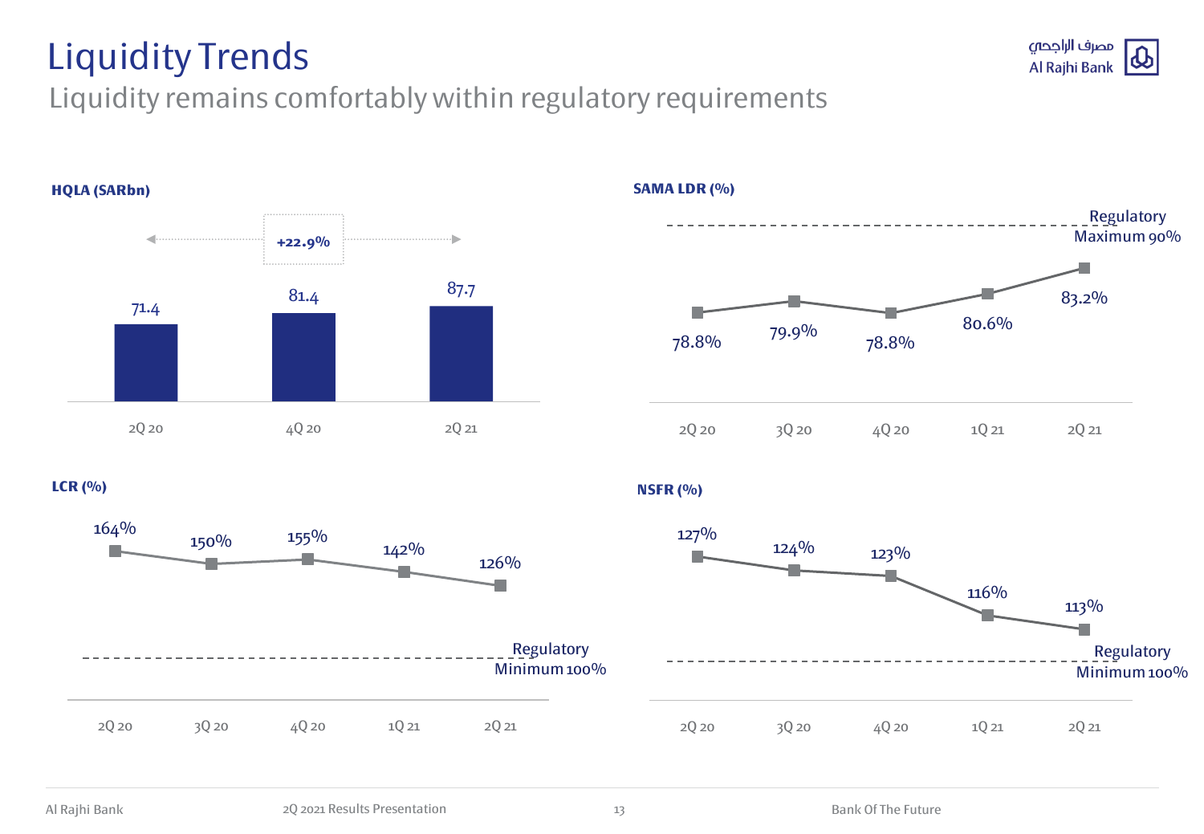# Liquidity Trends

## Liquidity remains comfortably within regulatory requirements

**HQLA (SARbn)**

+22.9%

| | 2Q 20 | 4Q 20 | 2Q 21 |
|---|---|---|---|
| HQLA (SARbn) | 71.4 | 81.4 | 87.7 |

**SAMA LDR (%)**

Regulatory Maximum 90%

| | 2Q 20 | 3Q 20 | 4Q 20 | 1Q 21 | 2Q 21 |
|---|---|---|---|---|---|
| SAMA LDR (%) | 78.8% | 79.9% | 78.8% | 80.6% | 83.2% |

**LCR (%)**

Regulatory Minimum 100%

| | 2Q 20 | 3Q 20 | 4Q 20 | 1Q 21 | 2Q 21 |
|---|---|---|---|---|---|
| LCR (%) | 164% | 150% | 155% | 142% | 126% |

**NSFR (%)**

Regulatory Minimum 100%

| | 2Q 20 | 3Q 20 | 4Q 20 | 1Q 21 | 2Q 21 |
|---|---|---|---|---|---|
| NSFR (%) | 127% | 124% | 123% | 116% | 113% |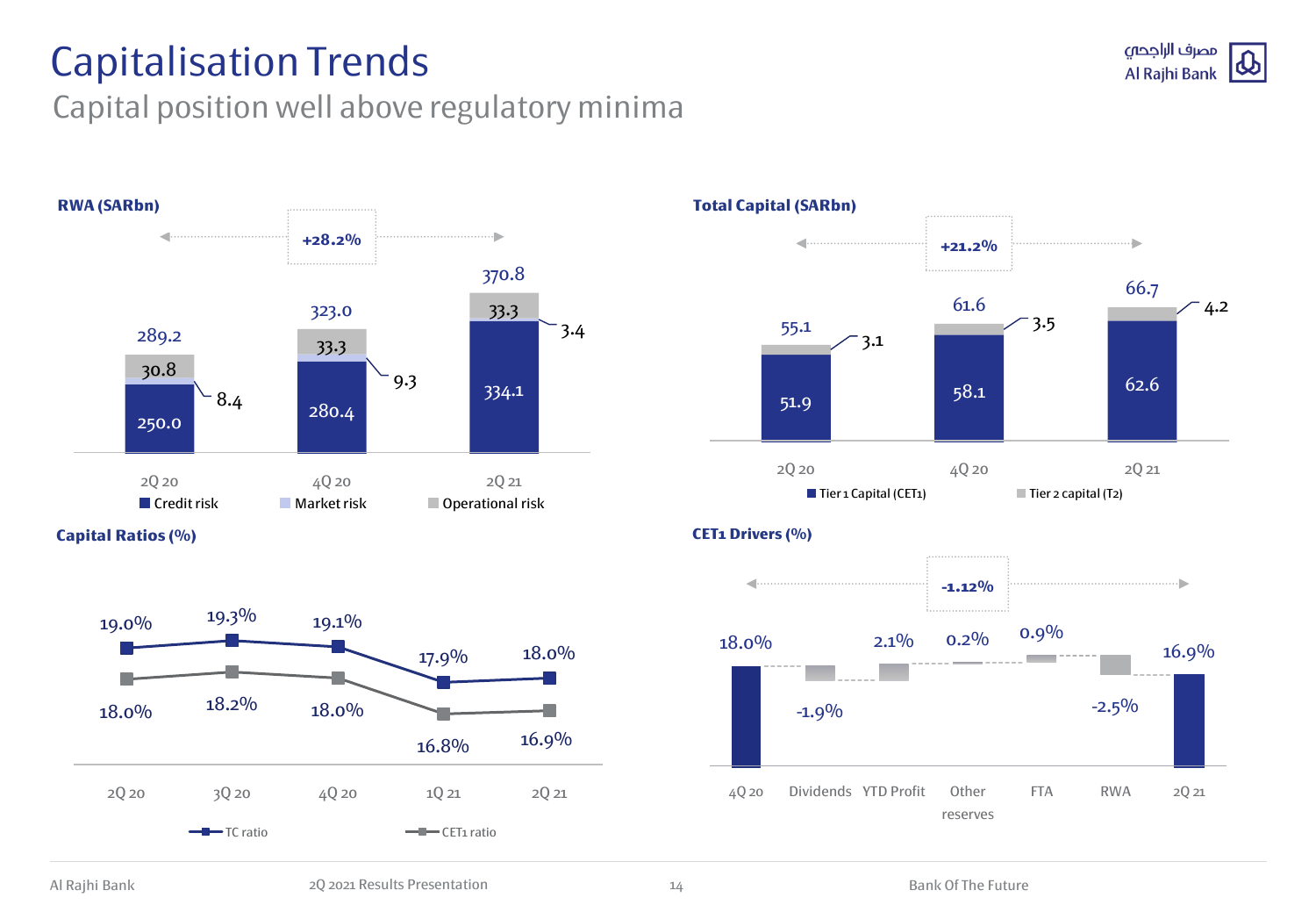# Capitalisation Trends

## Capital position well above regulatory minima

### RWA (SARbn)

+28.2%

| | 2Q 20 | 4Q 20 | 2Q 21 |
|---|---|---|---|
| Credit risk | 250.0 | 280.4 | 334.1 |
| Market risk | 8.4 | 9.3 | 3.4 |
| Operational risk | 30.8 | 33.3 | 33.3 |
| Total | 289.2 | 323.0 | 370.8 |

### Total Capital (SARbn)

+21.2%

| | 2Q 20 | 4Q 20 | 2Q 21 |
|---|---|---|---|
| Tier 1 Capital (CET1) | 51.9 | 58.1 | 62.6 |
| Tier 2 capital (T2) | 3.1 | 3.5 | 4.2 |
| Total | 55.1 | 61.6 | 66.7 |

### Capital Ratios (%)

| | 2Q 20 | 3Q 20 | 4Q 20 | 1Q 21 | 2Q 21 |
|---|---|---|---|---|---|
| TC ratio | 19.0% | 19.3% | 19.1% | 17.9% | 18.0% |
| CET1 ratio | 18.0% | 18.2% | 18.0% | 16.8% | 16.9% |

### CET1 Drivers (%)

-1.12%

| 4Q 20 | Dividends | YTD Profit | Other reserves | FTA | RWA | 2Q 21 |
|---|---|---|---|---|---|---|
| 18.0% | -1.9% | 2.1% | 0.2% | 0.9% | -2.5% | 16.9% |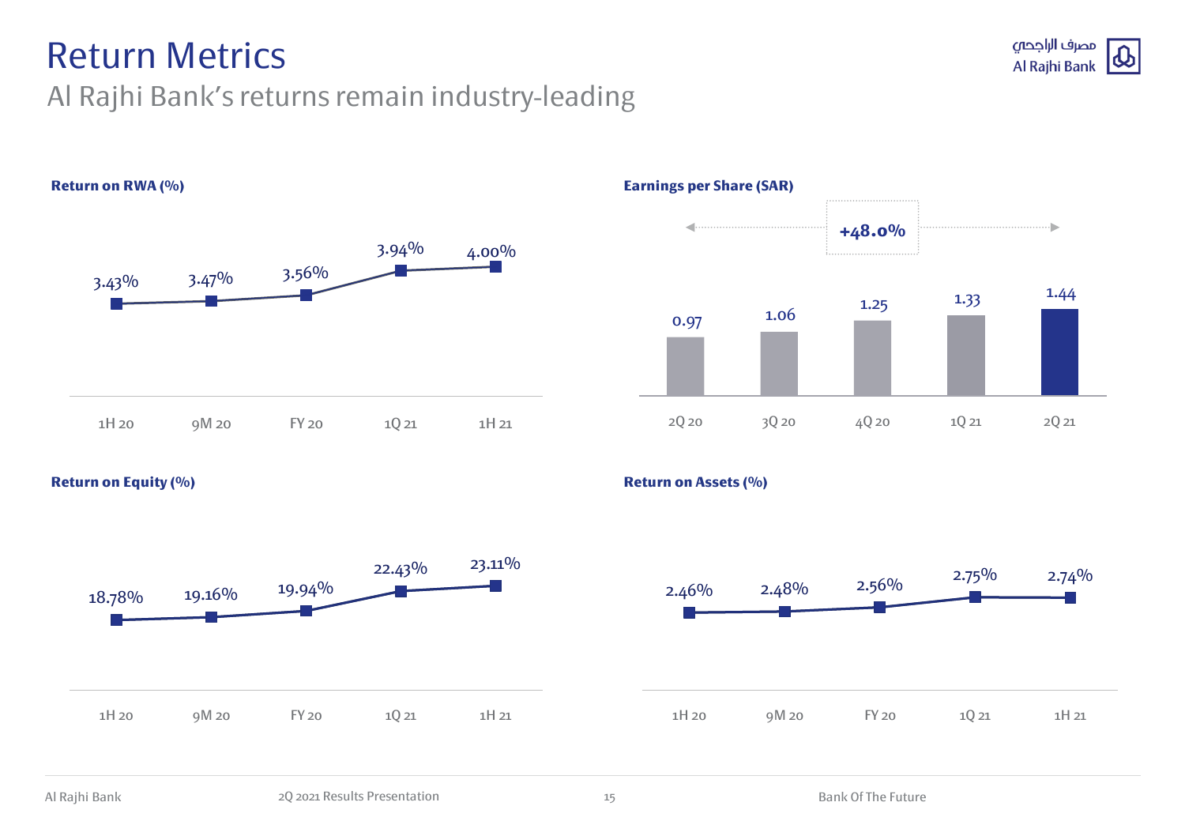# Return Metrics

## Al Rajhi Bank's returns remain industry-leading

**Return on RWA (%)**

| 1H 20 | 9M 20 | FY 20 | 1Q 21 | 1H 21 |
|---|---|---|---|---|
| 3.43% | 3.47% | 3.56% | 3.94% | 4.00% |

**Earnings per Share (SAR)**

+48.0%

| 2Q 20 | 3Q 20 | 4Q 20 | 1Q 21 | 2Q 21 |
|---|---|---|---|---|
| 0.97 | 1.06 | 1.25 | 1.33 | 1.44 |

**Return on Equity (%)**

| 1H 20 | 9M 20 | FY 20 | 1Q 21 | 1H 21 |
|---|---|---|---|---|
| 18.78% | 19.16% | 19.94% | 22.43% | 23.11% |

**Return on Assets (%)**

| 1H 20 | 9M 20 | FY 20 | 1Q 21 | 1H 21 |
|---|---|---|---|---|
| 2.46% | 2.48% | 2.56% | 2.75% | 2.74% |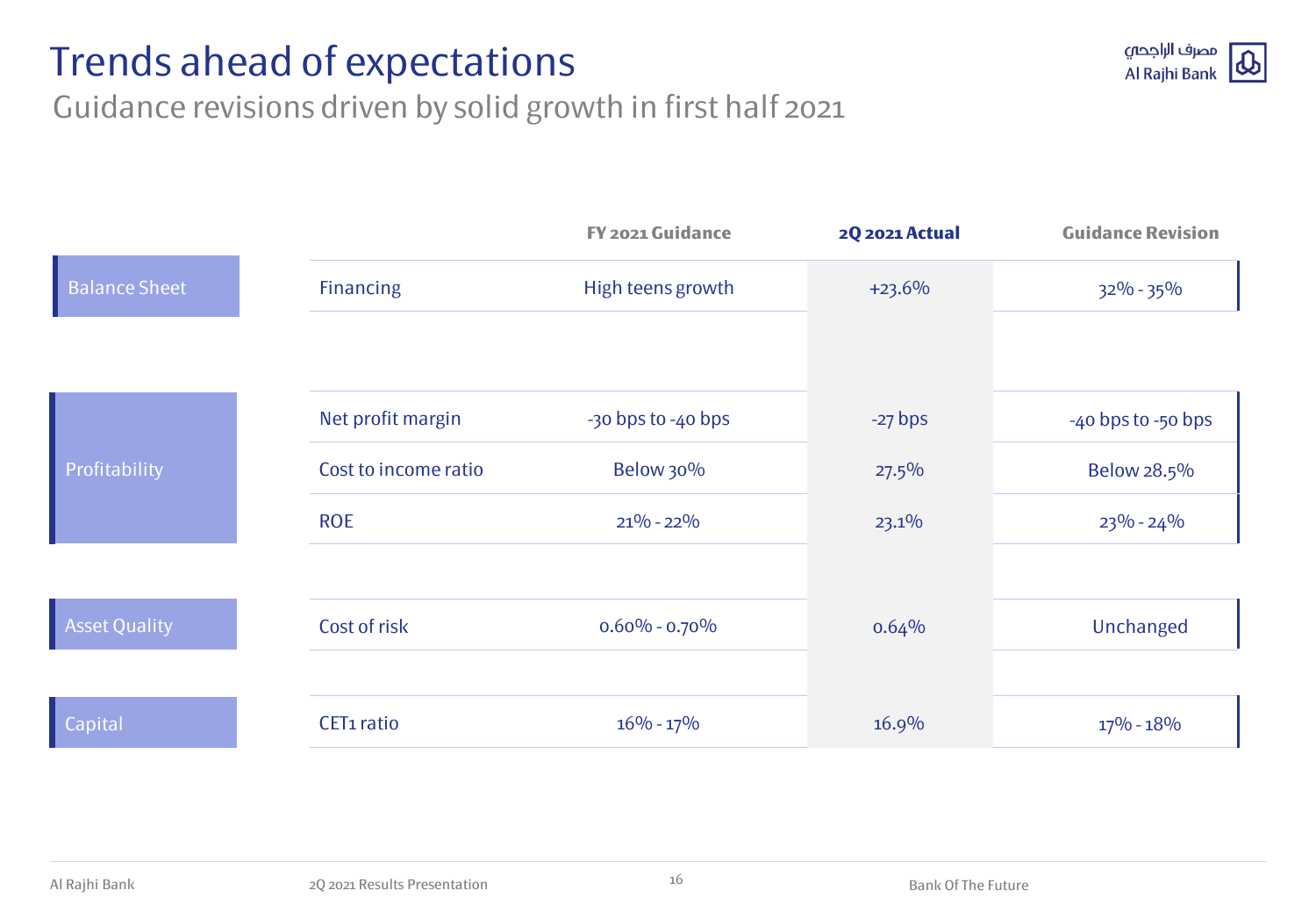# Trends ahead of expectations

## Guidance revisions driven by solid growth in first half 2021

| | | FY 2021 Guidance | 2Q 2021 Actual | Guidance Revision |
|---|---|---|---|---|
| Balance Sheet | Financing | High teens growth | +23.6% | 32% - 35% |
| Profitability | Net profit margin | -30 bps to -40 bps | -27 bps | -40 bps to -50 bps |
| | Cost to income ratio | Below 30% | 27.5% | Below 28.5% |
| | ROE | 21% - 22% | 23.1% | 23% - 24% |
| Asset Quality | Cost of risk | 0.60% - 0.70% | 0.64% | Unchanged |
| Capital | CET1 ratio | 16% - 17% | 16.9% | 17% - 18% |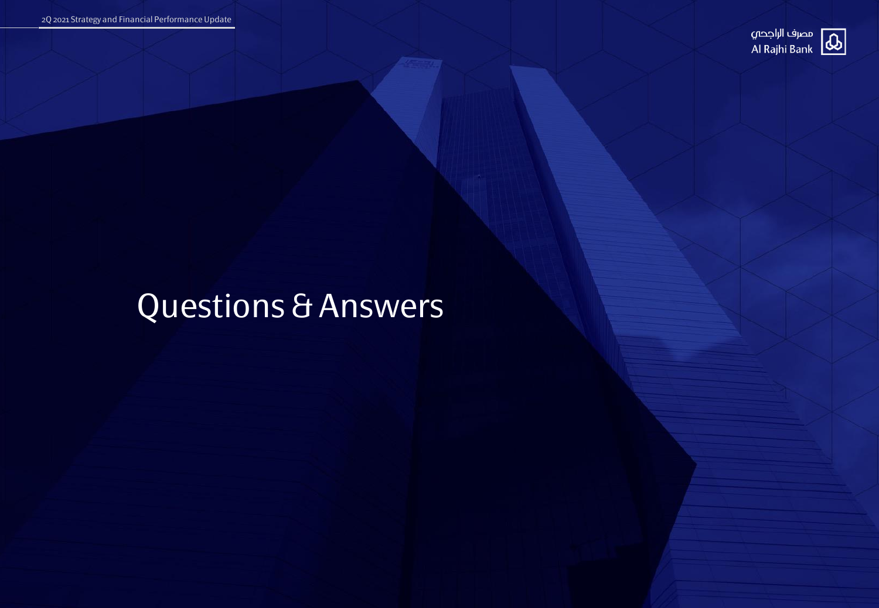# Questions & Answers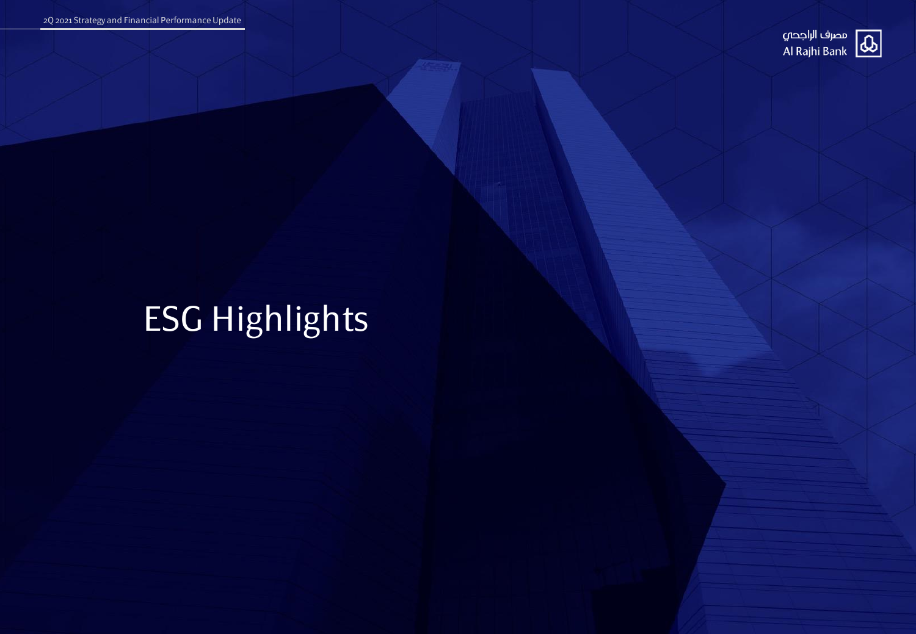# ESG Highlights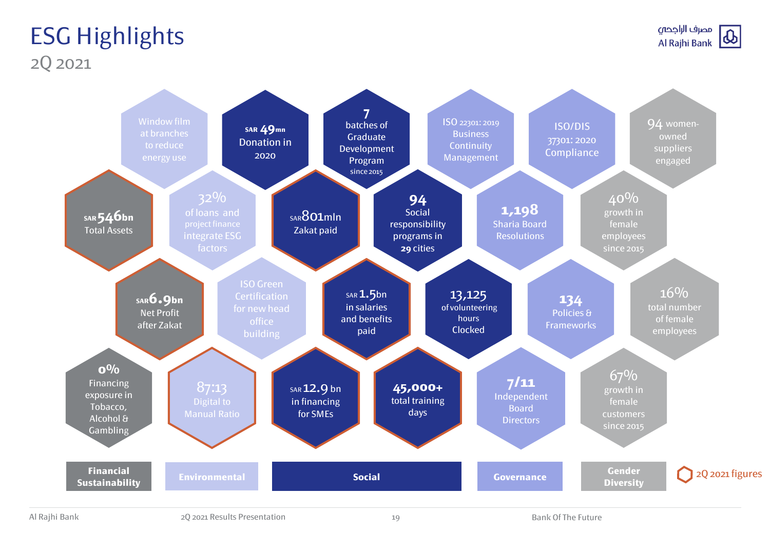# ESG Highlights

## 2Q 2021

### Financial Sustainability

- SAR 546bn Total Assets
- SAR 6.9bn Net Profit after Zakat
- 0% Financing exposure in Tobacco, Alcohol & Gambling

### Environmental

- Window film at branches to reduce energy use
- 32% of loans and project finance integrate ESG factors
- ISO Green Certification for new head office building
- 87:13 Digital to Manual Ratio

### Social

- SAR 49mn Donation in 2020
- 7 batches of Graduate Development Program since 2015
- SAR 801mln Zakat paid
- 94 Social responsibility programs in 29 cities
- SAR 1.5bn in salaries and benefits paid
- 13,125 of volunteering hours Clocked
- SAR 12.9 bn in financing for SMEs
- 45,000+ total training days

### Governance

- ISO 22301: 2019 Business Continuity Management
- ISO/DIS 37301: 2020 Compliance
- 1,198 Sharia Board Resolutions
- 134 Policies & Frameworks
- 7/11 Independent Board Directors

### Gender Diversity

- 94 women-owned suppliers engaged
- 40% growth in female employees since 2015
- 16% total number of female employees
- 67% growth in female customers since 2015

2Q 2021 figures: SAR 546bn Total Assets; SAR 6.9bn Net Profit after Zakat; 87:13 Digital to Manual Ratio; SAR 801mln Zakat paid; SAR 1.5bn in salaries and benefits paid; SAR 12.9 bn in financing for SMEs; 45,000+ total training days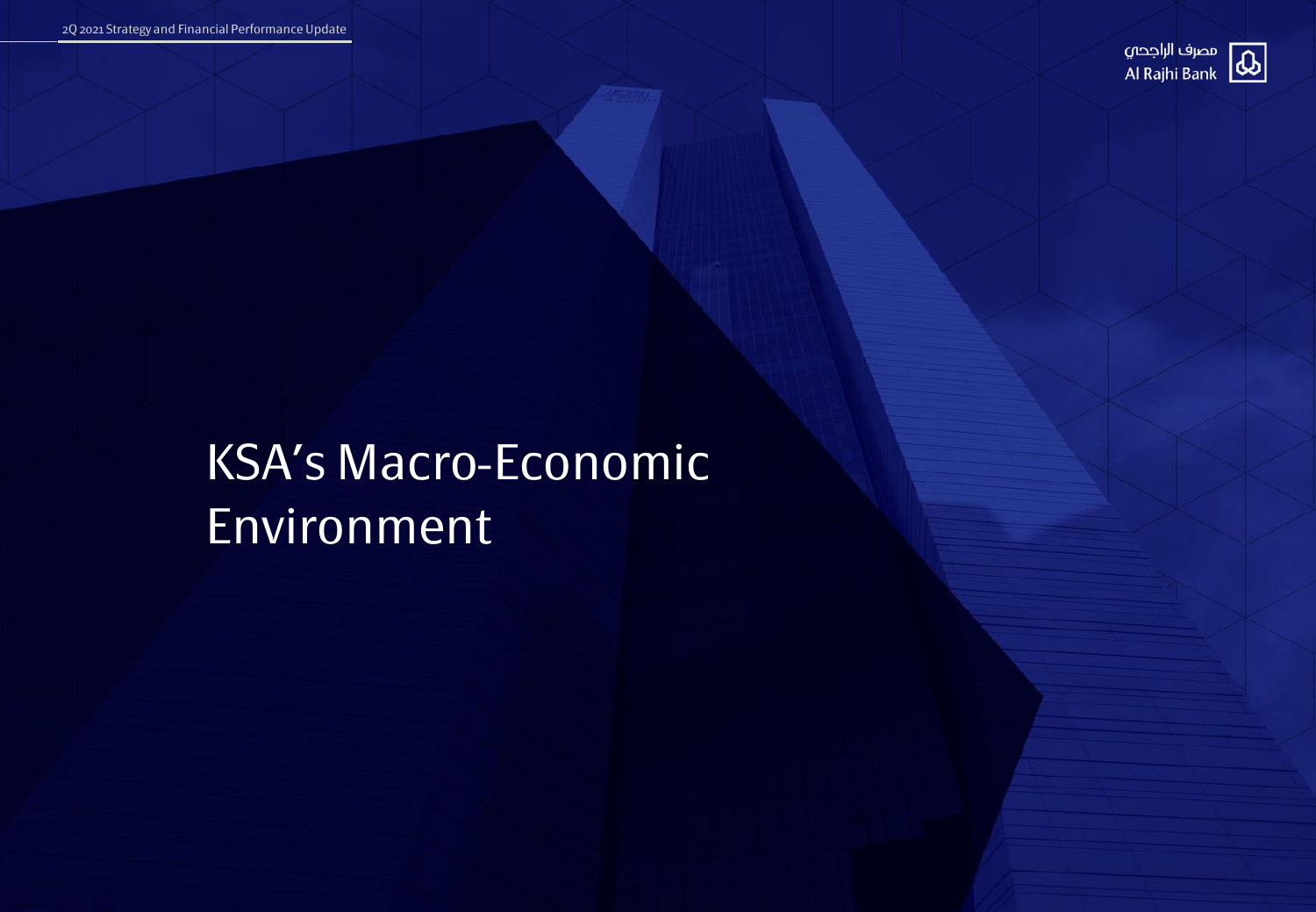# KSA's Macro-Economic Environment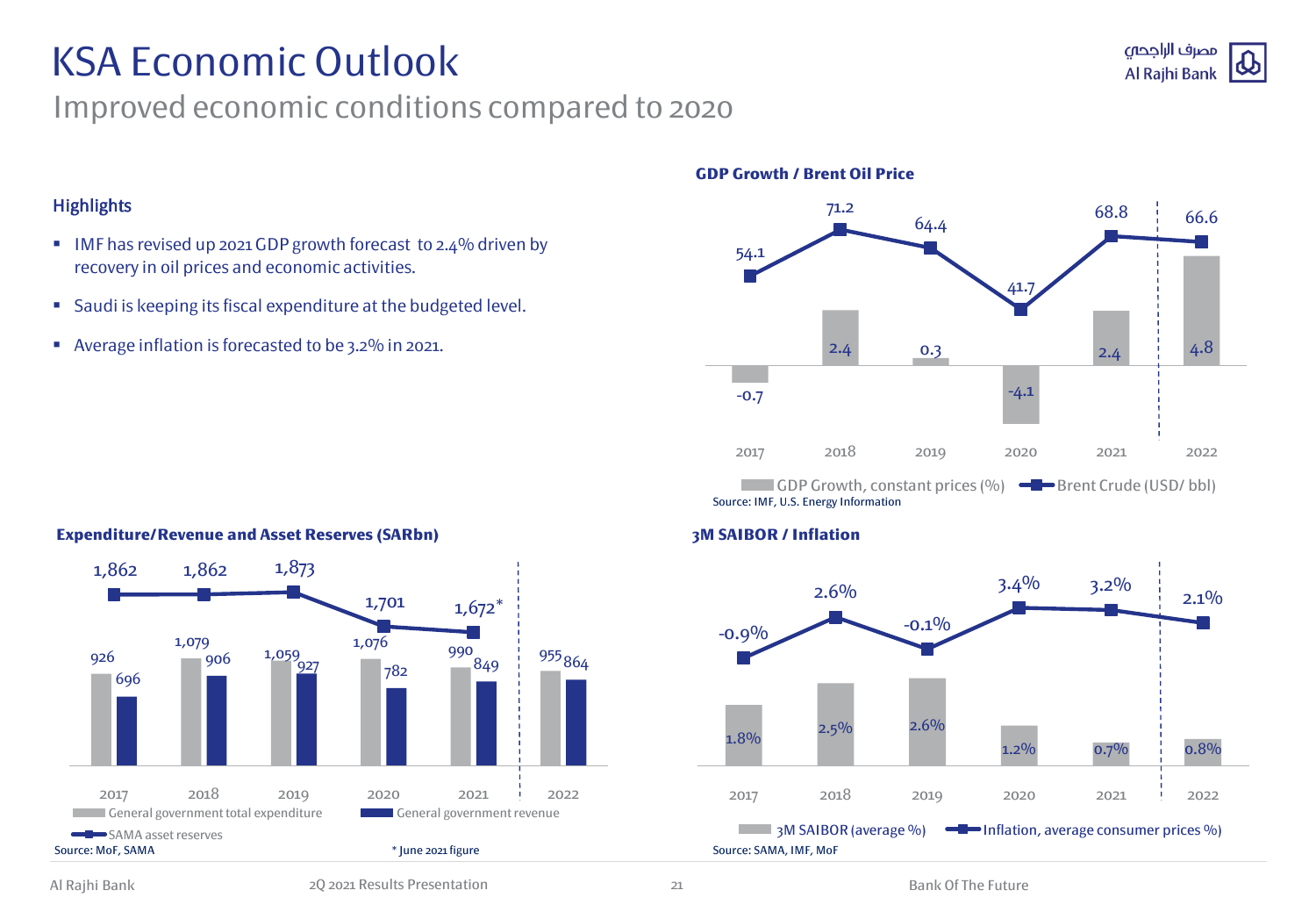# KSA Economic Outlook

## Improved economic conditions compared to 2020

### Highlights

- IMF has revised up 2021 GDP growth forecast to 2.4% driven by recovery in oil prices and economic activities.
- Saudi is keeping its fiscal expenditure at the budgeted level.
- Average inflation is forecasted to be 3.2% in 2021.

### GDP Growth / Brent Oil Price

| | 2017 | 2018 | 2019 | 2020 | 2021 | 2022 |
|---|---|---|---|---|---|---|
| GDP Growth, constant prices (%) | -0.7 | 2.4 | 0.3 | -4.1 | 2.4 | 4.8 |
| Brent Crude (USD/ bbl) | 54.1 | 71.2 | 64.4 | 41.7 | 68.8 | 66.6 |

Source: IMF, U.S. Energy Information

### Expenditure/Revenue and Asset Reserves (SARbn)

| | 2017 | 2018 | 2019 | 2020 | 2021 | 2022 |
|---|---|---|---|---|---|---|
| General government total expenditure | 926 | 1,079 | 1,059 | 1,076 | 990 | 955 |
| General government revenue | 696 | 906 | 927 | 782 | 849 | 864 |
| SAMA asset reserves | 1,862 | 1,862 | 1,873 | 1,701 | 1,672* | |

Source: MoF, SAMA

* June 2021 figure

### 3M SAIBOR / Inflation

| | 2017 | 2018 | 2019 | 2020 | 2021 | 2022 |
|---|---|---|---|---|---|---|
| 3M SAIBOR (average %) | 1.8% | 2.5% | 2.6% | 1.2% | 0.7% | 0.8% |
| Inflation, average consumer prices % | -0.9% | 2.6% | -0.1% | 3.4% | 3.2% | 2.1% |

Source: SAMA, IMF, MoF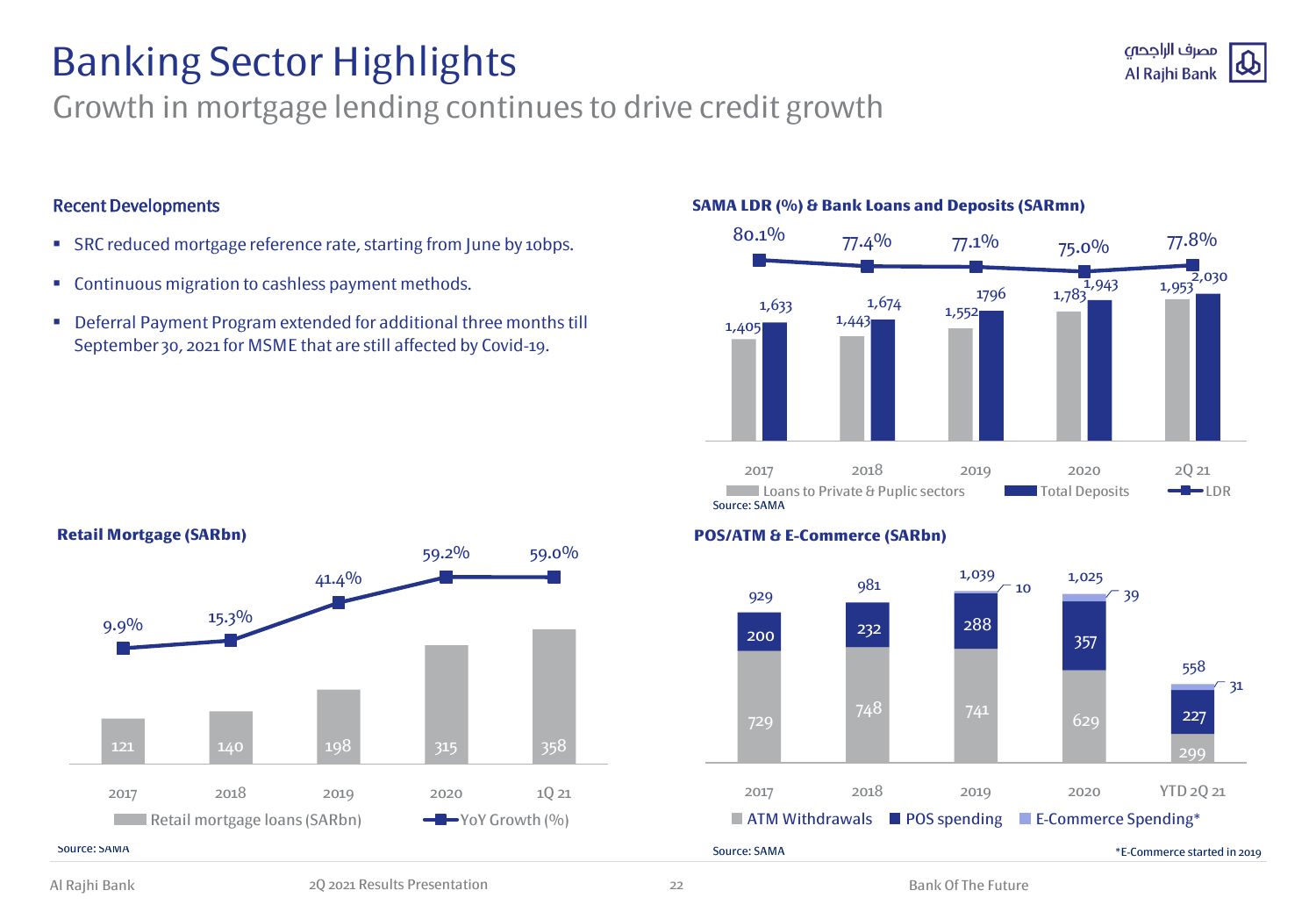# Banking Sector Highlights

## Growth in mortgage lending continues to drive credit growth

### Recent Developments

- SRC reduced mortgage reference rate, starting from June by 10bps.
- Continuous migration to cashless payment methods.
- Deferral Payment Program extended for additional three months till September 30, 2021 for MSME that are still affected by Covid-19.

### SAMA LDR (%) & Bank Loans and Deposits (SARmn)

| | 2017 | 2018 | 2019 | 2020 | 2Q 21 |
|---|---|---|---|---|---|
| Loans to Private & Puplic sectors | 1,405 | 1,443 | 1,552 | 1,783 | 1,953 |
| Total Deposits | 1,633 | 1,674 | 1796 | 1,943 | 2,030 |
| LDR | 80.1% | 77.4% | 77.1% | 75.0% | 77.8% |

Source: SAMA

### Retail Mortgage (SARbn)

| | 2017 | 2018 | 2019 | 2020 | 1Q 21 |
|---|---|---|---|---|---|
| Retail mortgage loans (SARbn) | 121 | 140 | 198 | 315 | 358 |
| YoY Growth (%) | 9.9% | 15.3% | 41.4% | 59.2% | 59.0% |

Source: SAMA

### POS/ATM & E-Commerce (SARbn)

| | 2017 | 2018 | 2019 | 2020 | YTD 2Q 21 |
|---|---|---|---|---|---|
| ATM Withdrawals | 729 | 748 | 741 | 629 | 299 |
| POS spending | 200 | 232 | 288 | 357 | 227 |
| E-Commerce Spending* | | | 10 | 39 | 31 |
| Total | 929 | 981 | 1,039 | 1,025 | 558 |

Source: SAMA

*E-Commerce started in 2019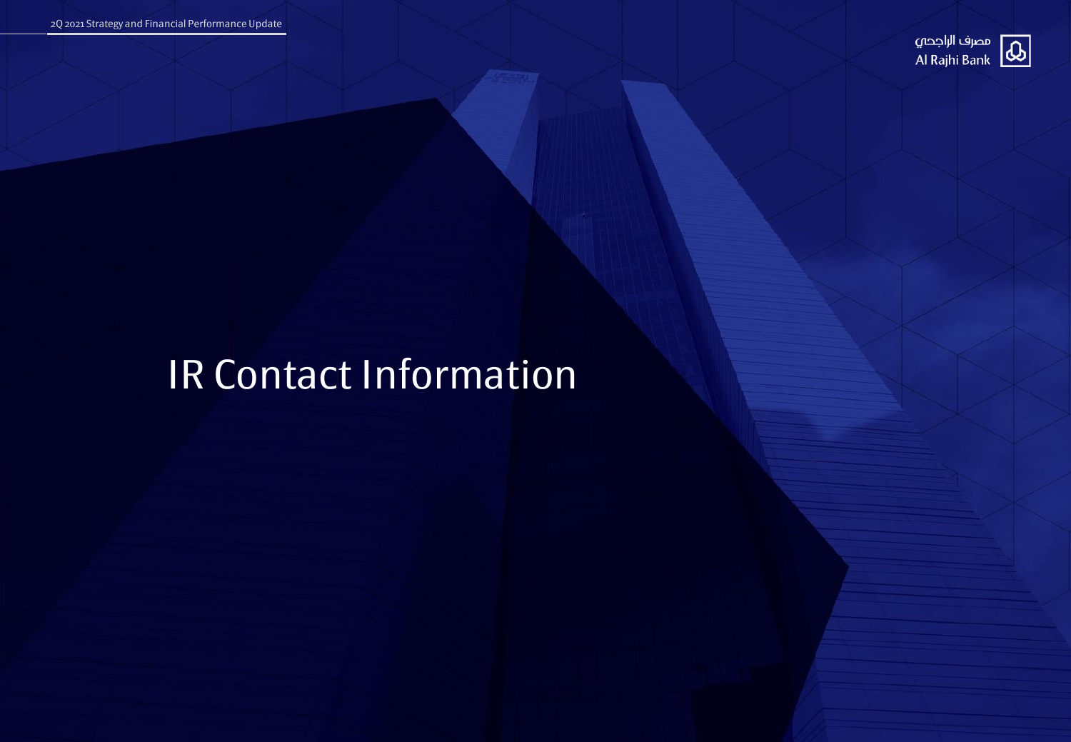# IR Contact Information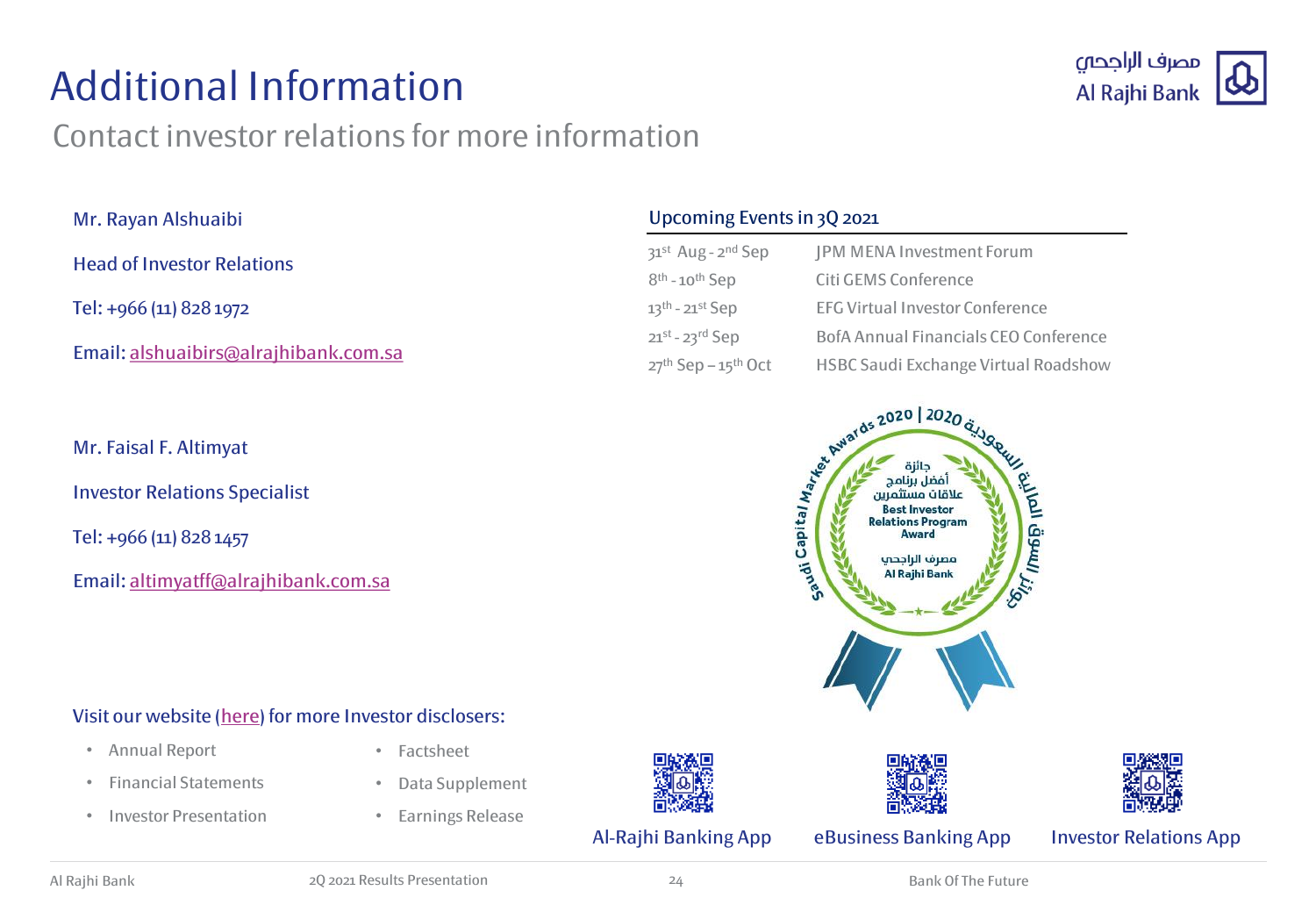# Additional Information

## Contact investor relations for more information

Mr. Rayan Alshuaibi

Head of Investor Relations

Tel: +966 (11) 828 1972

Email: alshuaibirs@alrajhibank.com.sa

Mr. Faisal F. Altimyat

Investor Relations Specialist

Tel: +966 (11) 828 1457

Email: altimyatff@alrajhibank.com.sa

### Upcoming Events in 3Q 2021

| | |
|---|---|
| 31st Aug - 2nd Sep | JPM MENA Investment Forum |
| 8th - 10th Sep | Citi GEMS Conference |
| 13th - 21st Sep | EFG Virtual Investor Conference |
| 21st - 23rd Sep | BofA Annual Financials CEO Conference |
| 27th Sep – 15th Oct | HSBC Saudi Exchange Virtual Roadshow |

Saudi Capital Market Awards 2020 | 2020 جائزة السوق المالية السعودية

جائزة أفضل برنامج علاقات مستثمرين

Best Investor Relations Program Award

مصرف الراجحي

Al Rajhi Bank

Visit our website (here) for more Investor disclosers:

- Annual Report
- Financial Statements
- Investor Presentation
- Factsheet
- Data Supplement
- Earnings Release

Al-Rajhi Banking App

eBusiness Banking App

Investor Relations App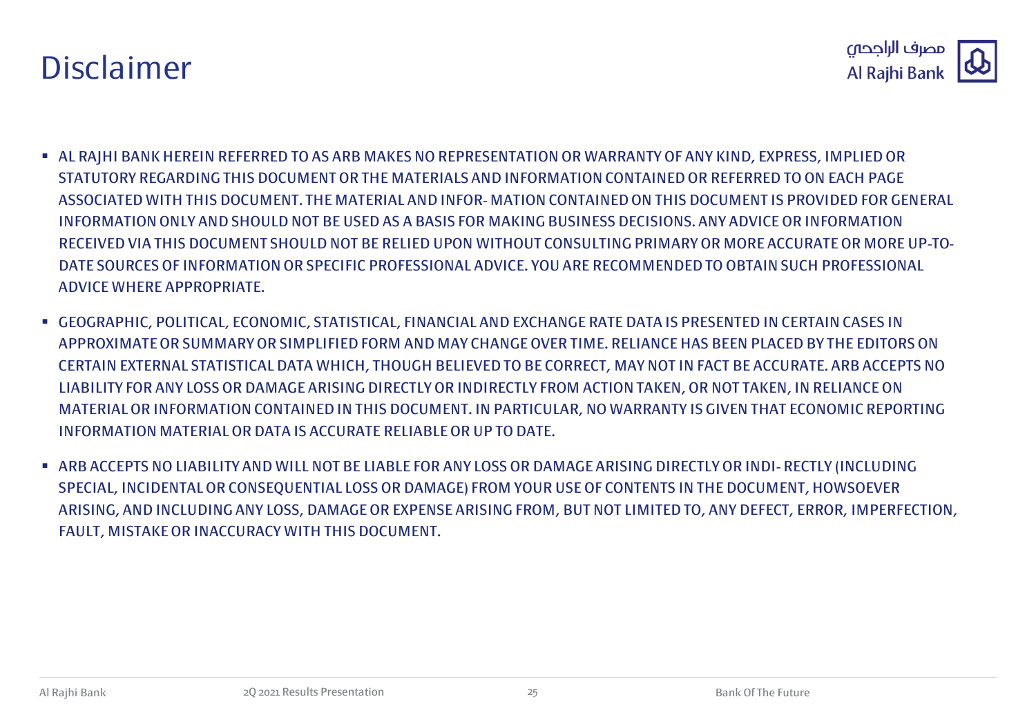# Disclaimer

- AL RAJHI BANK HEREIN REFERRED TO AS ARB MAKES NO REPRESENTATION OR WARRANTY OF ANY KIND, EXPRESS, IMPLIED OR STATUTORY REGARDING THIS DOCUMENT OR THE MATERIALS AND INFORMATION CONTAINED OR REFERRED TO ON EACH PAGE ASSOCIATED WITH THIS DOCUMENT. THE MATERIAL AND INFOR- MATION CONTAINED ON THIS DOCUMENT IS PROVIDED FOR GENERAL INFORMATION ONLY AND SHOULD NOT BE USED AS A BASIS FOR MAKING BUSINESS DECISIONS. ANY ADVICE OR INFORMATION RECEIVED VIA THIS DOCUMENT SHOULD NOT BE RELIED UPON WITHOUT CONSULTING PRIMARY OR MORE ACCURATE OR MORE UP-TO-DATE SOURCES OF INFORMATION OR SPECIFIC PROFESSIONAL ADVICE. YOU ARE RECOMMENDED TO OBTAIN SUCH PROFESSIONAL ADVICE WHERE APPROPRIATE.
- GEOGRAPHIC, POLITICAL, ECONOMIC, STATISTICAL, FINANCIAL AND EXCHANGE RATE DATA IS PRESENTED IN CERTAIN CASES IN APPROXIMATE OR SUMMARY OR SIMPLIFIED FORM AND MAY CHANGE OVER TIME. RELIANCE HAS BEEN PLACED BY THE EDITORS ON CERTAIN EXTERNAL STATISTICAL DATA WHICH, THOUGH BELIEVED TO BE CORRECT, MAY NOT IN FACT BE ACCURATE. ARB ACCEPTS NO LIABILITY FOR ANY LOSS OR DAMAGE ARISING DIRECTLY OR INDIRECTLY FROM ACTION TAKEN, OR NOT TAKEN, IN RELIANCE ON MATERIAL OR INFORMATION CONTAINED IN THIS DOCUMENT. IN PARTICULAR, NO WARRANTY IS GIVEN THAT ECONOMIC REPORTING INFORMATION MATERIAL OR DATA IS ACCURATE RELIABLE OR UP TO DATE.
- ARB ACCEPTS NO LIABILITY AND WILL NOT BE LIABLE FOR ANY LOSS OR DAMAGE ARISING DIRECTLY OR INDI- RECTLY (INCLUDING SPECIAL, INCIDENTAL OR CONSEQUENTIAL LOSS OR DAMAGE) FROM YOUR USE OF CONTENTS IN THE DOCUMENT, HOWSOEVER ARISING, AND INCLUDING ANY LOSS, DAMAGE OR EXPENSE ARISING FROM, BUT NOT LIMITED TO, ANY DEFECT, ERROR, IMPERFECTION, FAULT, MISTAKE OR INACCURACY WITH THIS DOCUMENT.